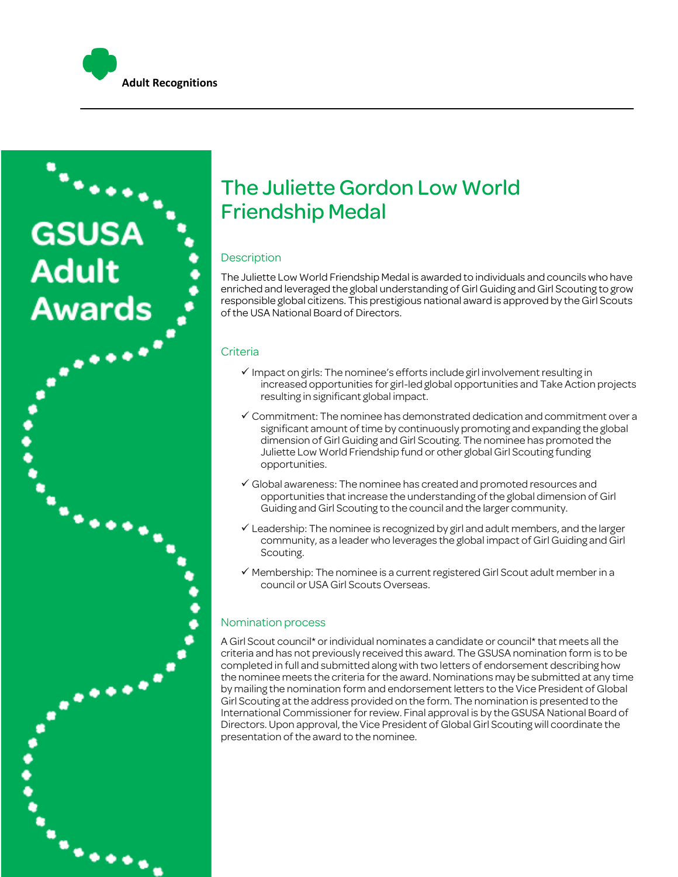Adult Recognitions

GSUSA Adult Awards

# The Juliette Gordon Low World Friendship Medal

## Description

The Juliette Low World Friendship Medal is awarded to individuals and councils who have enriched and leveraged the global understanding of Girl Guiding and Girl Scouting to grow responsible global citizens. This prestigious national award is approved by the Girl Scouts of the USA National Board of Directors.

## Criteria

- ✓ Impact on girls: The nominee's efforts include girl involvement resulting in increased opportunities for girl-led global opportunities and Take Action projects resulting in significant global impact.
- ✓ Commitment: The nominee has demonstrated dedication and commitment over a significant amount of time by continuously promoting and expanding the global dimension of Girl Guiding and Girl Scouting. The nominee has promoted the Juliette Low World Friendship fund or other global Girl Scouting funding opportunities.
- ✓ Global awareness: The nominee has created and promoted resources and opportunities that increase the understanding of the global dimension of Girl Guiding and Girl Scouting to the council and the larger community.
- ✓ Leadership: The nominee is recognized by girl and adult members, and the larger community, as a leader who leverages the global impact of Girl Guiding and Girl Scouting.
- ✓ Membership: The nominee is a current registered Girl Scout adult member in a council or USA Girl Scouts Overseas.

## Nomination process

A Girl Scout council* or individual nominates a candidate or council* that meets all the criteria and has not previously received this award. The GSUSA nomination form is to be completed in full and submitted along with two letters of endorsement describing how the nominee meets the criteria for the award. Nominations may be submitted at any time by mailing the nomination form and endorsement letters to the Vice President of Global Girl Scouting at the address provided on the form. The nomination is presented to the International Commissioner for review. Final approval is by the GSUSA National Board of Directors. Upon approval, the Vice President of Global Girl Scouting will coordinate the presentation of the award to the nominee.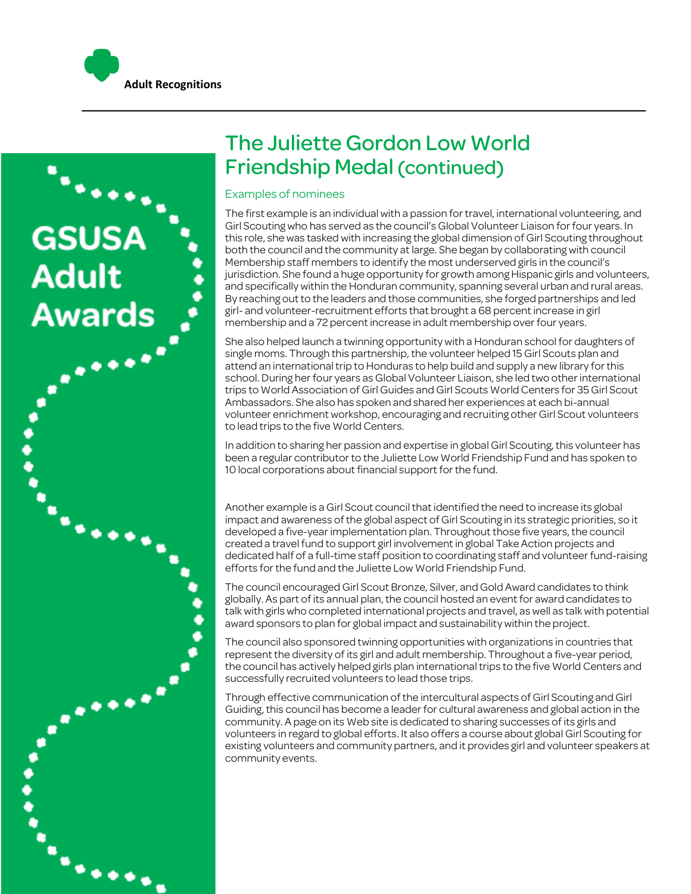# The Juliette Gordon Low World Friendship Medal (continued)

## Examples of nominees

The first example is an individual with a passion for travel, international volunteering, and Girl Scouting who has served as the council's Global Volunteer Liaison for four years. In this role, she was tasked with increasing the global dimension of Girl Scouting throughout both the council and the community at large. She began by collaborating with council Membership staff members to identify the most underserved girls in the council's jurisdiction. She found a huge opportunity for growth among Hispanic girls and volunteers, and specifically within the Honduran community, spanning several urban and rural areas. By reaching out to the leaders and those communities, she forged partnerships and led girl- and volunteer-recruitment efforts that brought a 68 percent increase in girl membership and a 72 percent increase in adult membership over four years.

She also helped launch a twinning opportunity with a Honduran school for daughters of single moms. Through this partnership, the volunteer helped 15 Girl Scouts plan and attend an international trip to Honduras to help build and supply a new library for this school. During her four years as Global Volunteer Liaison, she led two other international trips to World Association of Girl Guides and Girl Scouts World Centers for 35 Girl Scout Ambassadors. She also has spoken and shared her experiences at each bi-annual volunteer enrichment workshop, encouraging and recruiting other Girl Scout volunteers to lead trips to the five World Centers.

In addition to sharing her passion and expertise in global Girl Scouting, this volunteer has been a regular contributor to the Juliette Low World Friendship Fund and has spoken to 10 local corporations about financial support for the fund.

Another example is a Girl Scout council that identified the need to increase its global impact and awareness of the global aspect of Girl Scouting in its strategic priorities, so it developed a five-year implementation plan. Throughout those five years, the council created a travel fund to support girl involvement in global Take Action projects and dedicated half of a full-time staff position to coordinating staff and volunteer fund-raising efforts for the fund and the Juliette Low World Friendship Fund.

The council encouraged Girl Scout Bronze, Silver, and Gold Award candidates to think globally. As part of its annual plan, the council hosted an event for award candidates to talk with girls who completed international projects and travel, as well as talk with potential award sponsors to plan for global impact and sustainability within the project.

The council also sponsored twinning opportunities with organizations in countries that represent the diversity of its girl and adult membership. Throughout a five-year period, the council has actively helped girls plan international trips to the five World Centers and successfully recruited volunteers to lead those trips.

Through effective communication of the intercultural aspects of Girl Scouting and Girl Guiding, this council has become a leader for cultural awareness and global action in the community. A page on its Web site is dedicated to sharing successes of its girls and volunteers in regard to global efforts. It also offers a course about global Girl Scouting for existing volunteers and community partners, and it provides girl and volunteer speakers at community events.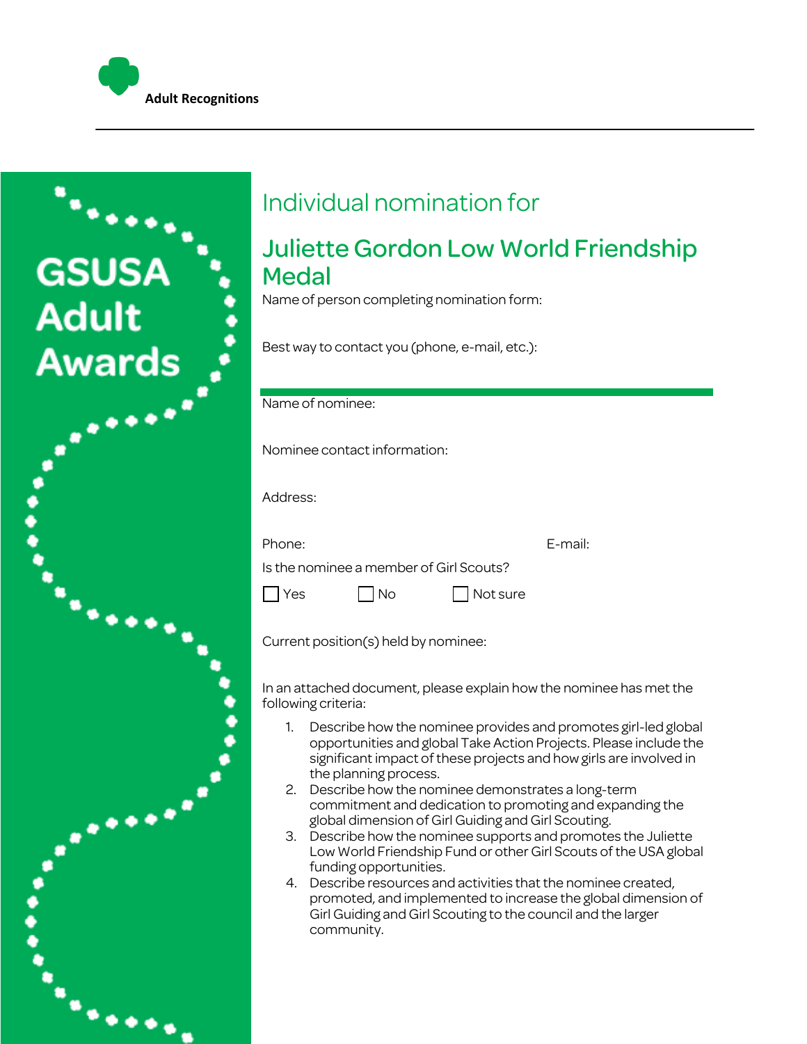**Adult Recognitions**

# GSUSA Adult Awards

Individual nomination for

## Juliette Gordon Low World Friendship Medal

Name of person completing nomination form:

Best way to contact you (phone, e-mail, etc.):

Name of nominee:

Nominee contact information:

Address:

Phone: E-mail:

Is the nominee a member of Girl Scouts?

☐ Yes ☐ No ☐ Not sure

Current position(s) held by nominee:

In an attached document, please explain how the nominee has met the following criteria:

1. Describe how the nominee provides and promotes girl-led global opportunities and global Take Action Projects. Please include the significant impact of these projects and how girls are involved in the planning process.
2. Describe how the nominee demonstrates a long-term commitment and dedication to promoting and expanding the global dimension of Girl Guiding and Girl Scouting.
3. Describe how the nominee supports and promotes the Juliette Low World Friendship Fund or other Girl Scouts of the USA global funding opportunities.
4. Describe resources and activities that the nominee created, promoted, and implemented to increase the global dimension of Girl Guiding and Girl Scouting to the council and the larger community.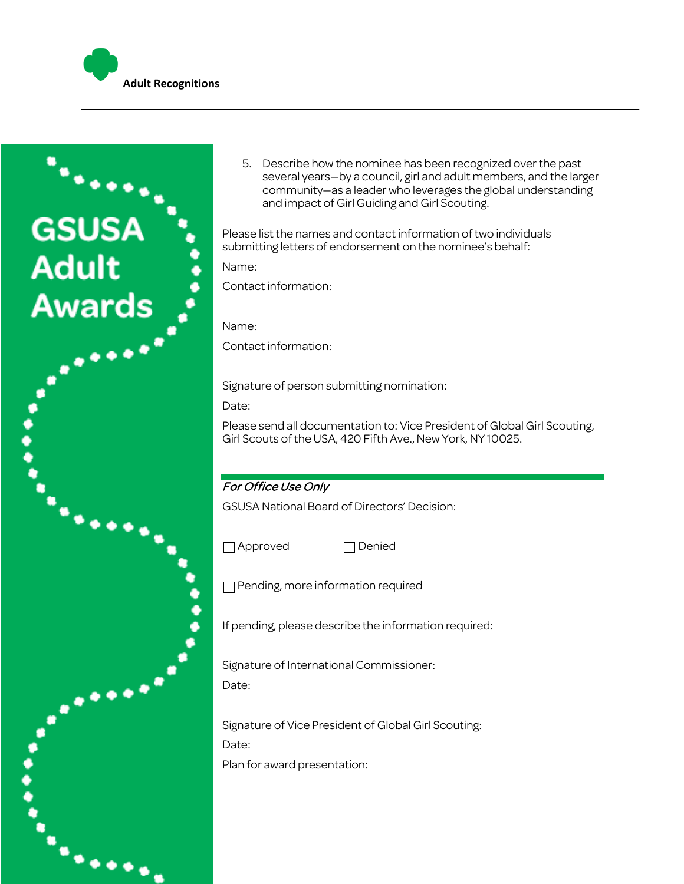**Adult Recognitions**

# GSUSA Adult Awards

5. Describe how the nominee has been recognized over the past several years—by a council, girl and adult members, and the larger community—as a leader who leverages the global understanding and impact of Girl Guiding and Girl Scouting.

Please list the names and contact information of two individuals submitting letters of endorsement on the nominee's behalf:

Name:

Contact information:

Name:

Contact information:

Signature of person submitting nomination:

Date:

Please send all documentation to: Vice President of Global Girl Scouting, Girl Scouts of the USA, 420 Fifth Ave., New York, NY 10025.

---

*For Office Use Only*

GSUSA National Board of Directors' Decision:

☐ Approved ☐ Denied

☐ Pending, more information required

If pending, please describe the information required:

Signature of International Commissioner:

Date:

Signature of Vice President of Global Girl Scouting:

Date:

Plan for award presentation: